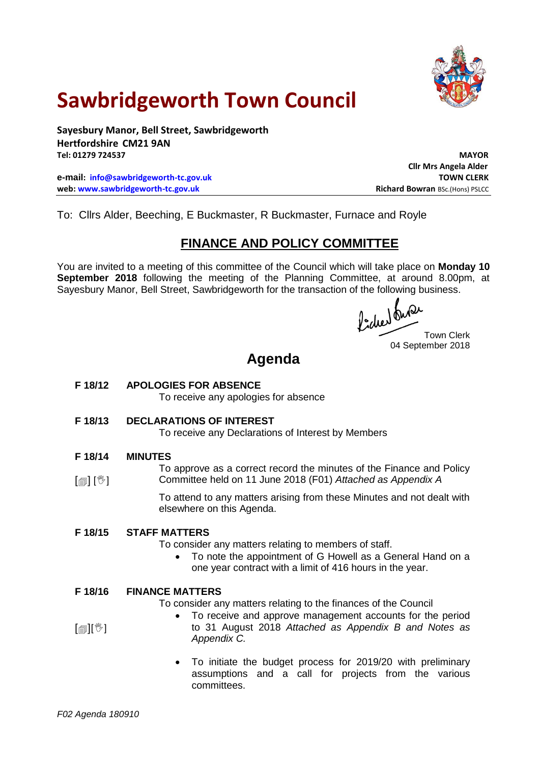# Sawbridgeworth Town Council

**Sayesbury Manor, Bell Street, Sawbridgeworth**
**Hertfordshire CM21 9AN**
**Tel: 01279 724537**

**MAYOR**
**Cllr Mrs Angela Alder**

**e-mail: info@sawbridgeworth-tc.gov.uk**
**web: www.sawbridgeworth-tc.gov.uk**

**TOWN CLERK**
**Richard Bowran** BSc.(Hons) PSLCC

To: Cllrs Alder, Beeching, E Buckmaster, R Buckmaster, Furnace and Royle

## FINANCE AND POLICY COMMITTEE

You are invited to a meeting of this committee of the Council which will take place on **Monday 10 September 2018** following the meeting of the Planning Committee, at around 8.00pm, at Sayesbury Manor, Bell Street, Sawbridgeworth for the transaction of the following business.

Town Clerk
04 September 2018

## Agenda

**F 18/12 APOLOGIES FOR ABSENCE**

To receive any apologies for absence

**F 18/13 DECLARATIONS OF INTEREST**

To receive any Declarations of Interest by Members

**F 18/14 MINUTES**

[📄] [✋] To approve as a correct record the minutes of the Finance and Policy Committee held on 11 June 2018 (F01) *Attached as Appendix A*

To attend to any matters arising from these Minutes and not dealt with elsewhere on this Agenda.

**F 18/15 STAFF MATTERS**

To consider any matters relating to members of staff.

- To note the appointment of G Howell as a General Hand on a one year contract with a limit of 416 hours in the year.

**F 18/16 FINANCE MATTERS**

To consider any matters relating to the finances of the Council

[📄][✋]

- To receive and approve management accounts for the period to 31 August 2018 *Attached as Appendix B and Notes as Appendix C.*
- To initiate the budget process for 2019/20 with preliminary assumptions and a call for projects from the various committees.

*F02 Agenda 180910*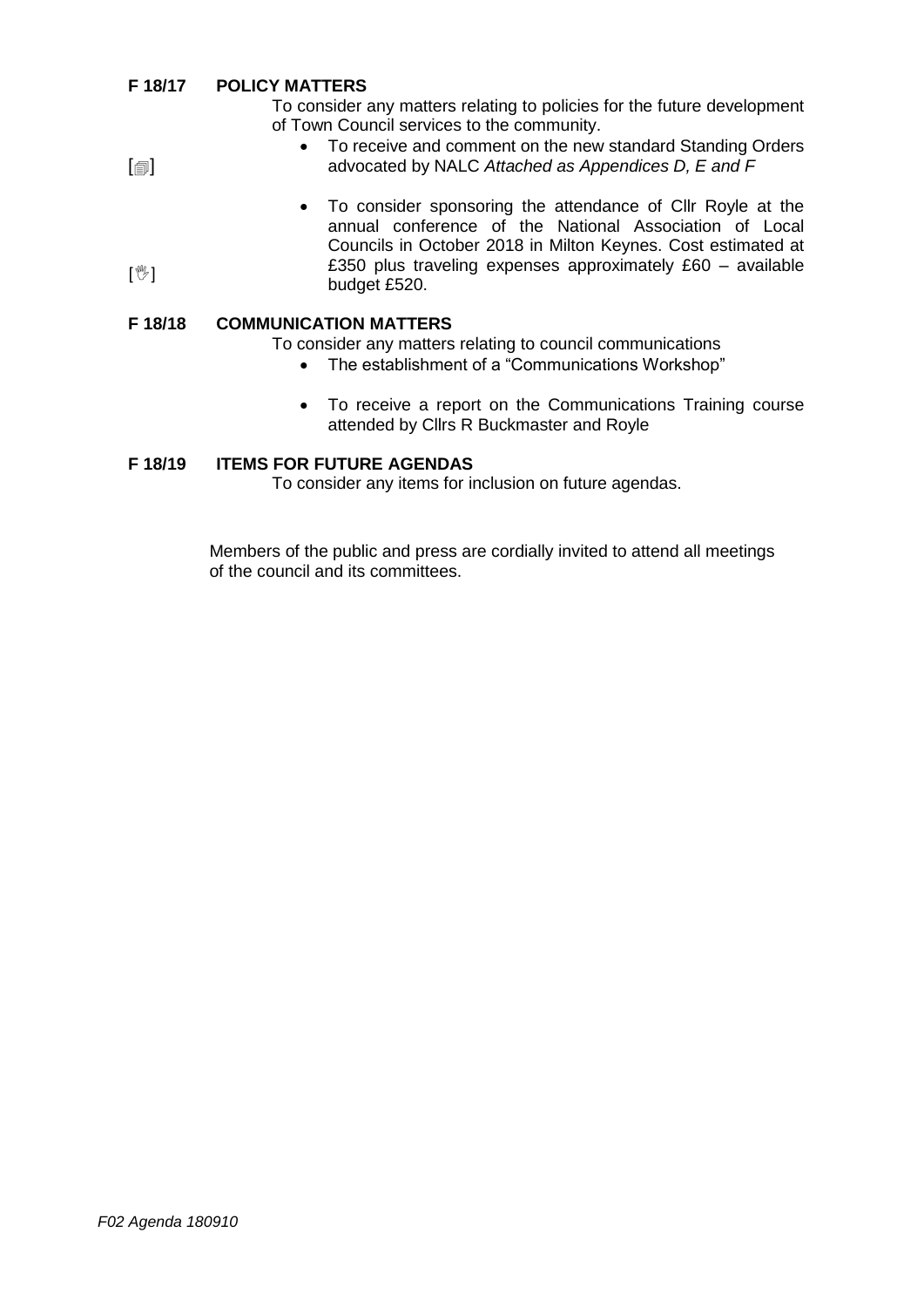**F 18/17 POLICY MATTERS**

To consider any matters relating to policies for the future development of Town Council services to the community.

[🗐]

- To receive and comment on the new standard Standing Orders advocated by NALC *Attached as Appendices D, E and F*

[🖑]

- To consider sponsoring the attendance of Cllr Royle at the annual conference of the National Association of Local Councils in October 2018 in Milton Keynes. Cost estimated at £350 plus traveling expenses approximately £60 – available budget £520.

**F 18/18 COMMUNICATION MATTERS**

To consider any matters relating to council communications

- The establishment of a "Communications Workshop"
- To receive a report on the Communications Training course attended by Cllrs R Buckmaster and Royle

**F 18/19 ITEMS FOR FUTURE AGENDAS**

To consider any items for inclusion on future agendas.

Members of the public and press are cordially invited to attend all meetings of the council and its committees.

*F02 Agenda 180910*